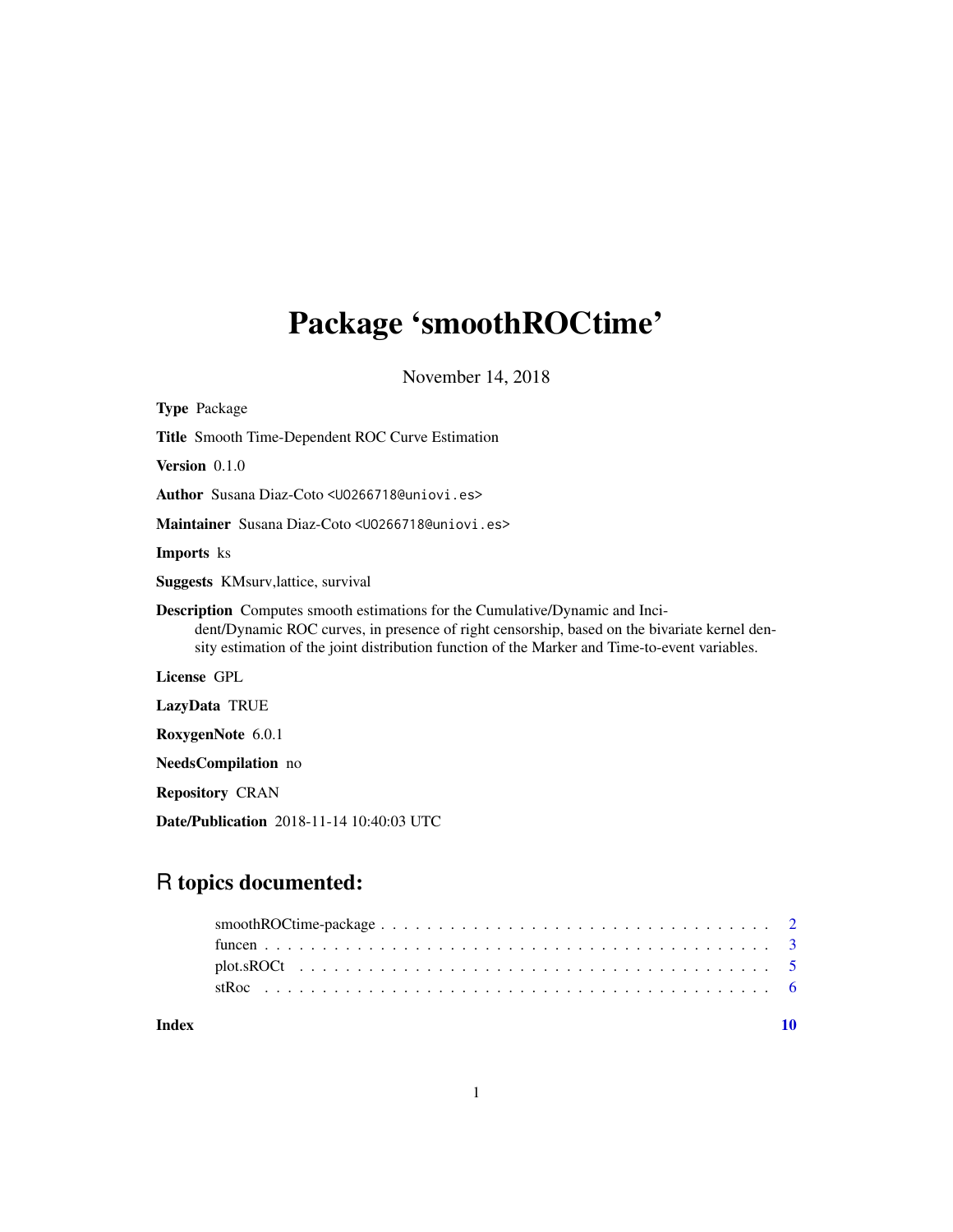# Package 'smoothROCtime'

November 14, 2018

**Type** Package

**Title** Smooth Time-Dependent ROC Curve Estimation

**Version** 0.1.0

**Author** Susana Diaz-Coto <UO266718@uniovi.es>

**Maintainer** Susana Diaz-Coto <UO266718@uniovi.es>

**Imports** ks

**Suggests** KMsurv,lattice, survival

**Description** Computes smooth estimations for the Cumulative/Dynamic and Incident/Dynamic ROC curves, in presence of right censorship, based on the bivariate kernel density estimation of the joint distribution function of the Marker and Time-to-event variables.

**License** GPL

**LazyData** TRUE

**RoxygenNote** 6.0.1

**NeedsCompilation** no

**Repository** CRAN

**Date/Publication** 2018-11-14 10:40:03 UTC

## R topics documented:

- smoothROCtime-package . . . . . . . . . . . . . . . . . . . . . . . . . . . . . . . . . 2
- funcen . . . . . . . . . . . . . . . . . . . . . . . . . . . . . . . . . . . . . . . . . . 3
- plot.sROCt . . . . . . . . . . . . . . . . . . . . . . . . . . . . . . . . . . . . . . . . 5
- stRoc . . . . . . . . . . . . . . . . . . . . . . . . . . . . . . . . . . . . . . . . . . . 6

**Index** 10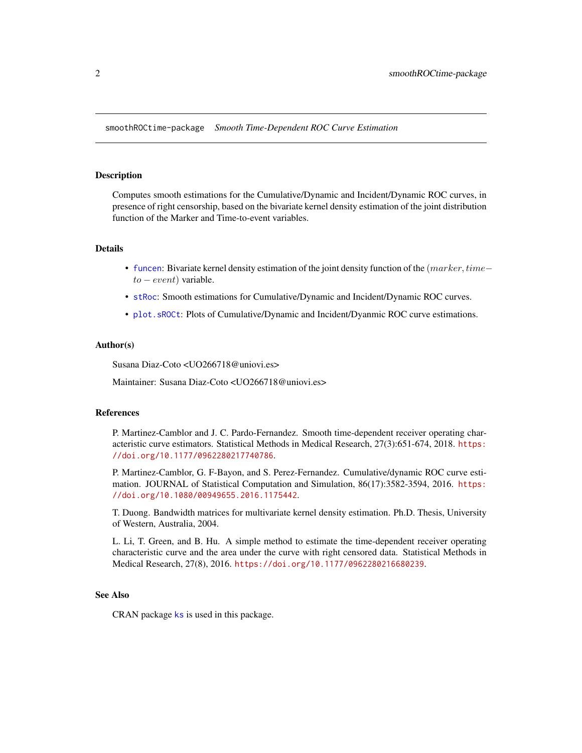smoothROCtime-package    *Smooth Time-Dependent ROC Curve Estimation*

## Description

Computes smooth estimations for the Cumulative/Dynamic and Incident/Dynamic ROC curves, in presence of right censorship, based on the bivariate kernel density estimation of the joint distribution function of the Marker and Time-to-event variables.

## Details

- `funcen`: Bivariate kernel density estimation of the joint density function of the $(marker, time-to-event)$ variable.
- `stRoc`: Smooth estimations for Cumulative/Dynamic and Incident/Dynamic ROC curves.
- `plot.sROCt`: Plots of Cumulative/Dynamic and Incident/Dyanmic ROC curve estimations.

## Author(s)

Susana Diaz-Coto <UO266718@uniovi.es>

Maintainer: Susana Diaz-Coto <UO266718@uniovi.es>

## References

P. Martinez-Camblor and J. C. Pardo-Fernandez. Smooth time-dependent receiver operating characteristic curve estimators. Statistical Methods in Medical Research, 27(3):651-674, 2018. https://doi.org/10.1177/0962280217740786.

P. Martinez-Camblor, G. F-Bayon, and S. Perez-Fernandez. Cumulative/dynamic ROC curve estimation. JOURNAL of Statistical Computation and Simulation, 86(17):3582-3594, 2016. https://doi.org/10.1080/00949655.2016.1175442.

T. Duong. Bandwidth matrices for multivariate kernel density estimation. Ph.D. Thesis, University of Western, Australia, 2004.

L. Li, T. Green, and B. Hu. A simple method to estimate the time-dependent receiver operating characteristic curve and the area under the curve with right censored data. Statistical Methods in Medical Research, 27(8), 2016. https://doi.org/10.1177/0962280216680239.

## See Also

CRAN package `ks` is used in this package.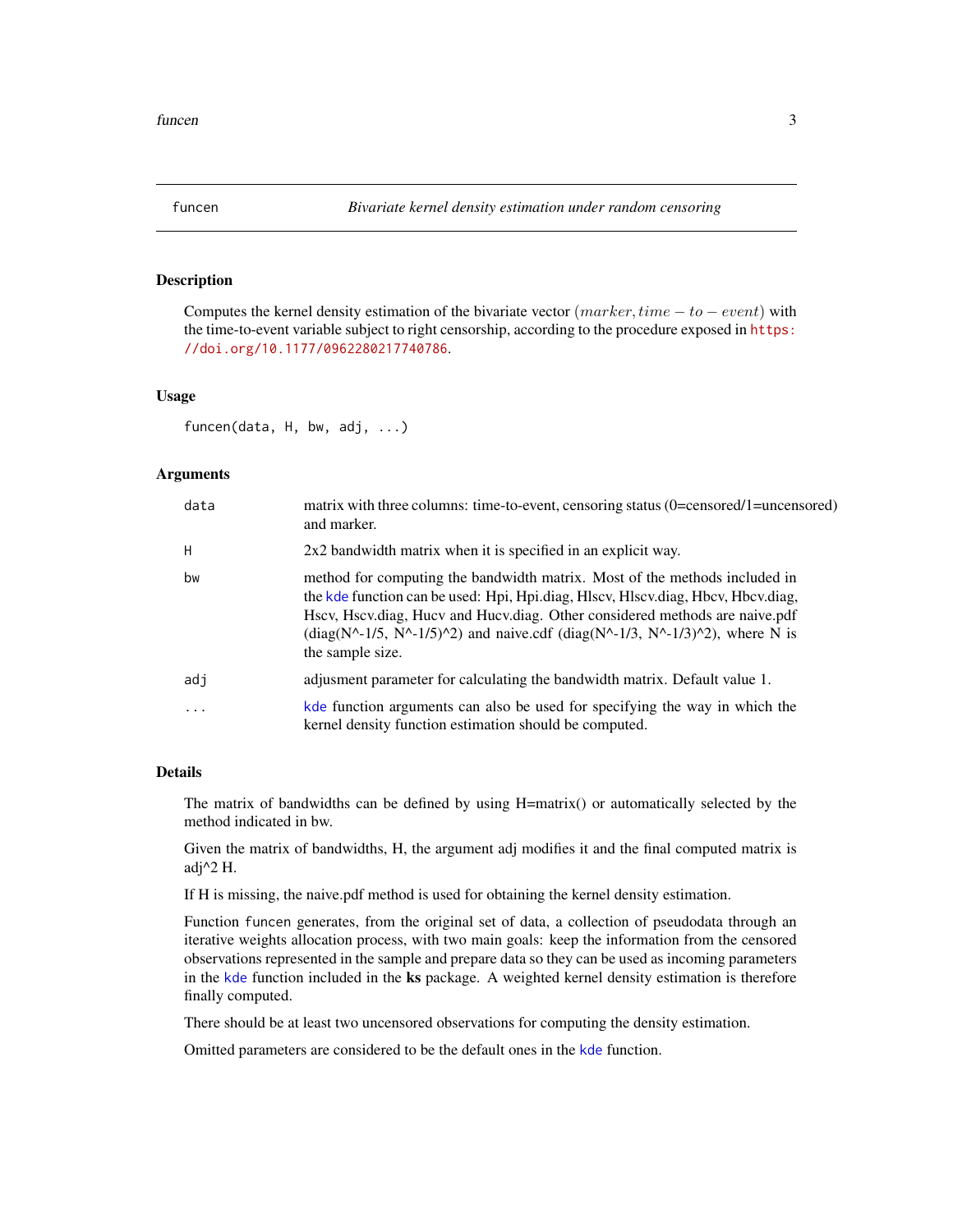funcen *Bivariate kernel density estimation under random censoring*

## Description

Computes the kernel density estimation of the bivariate vector $(marker, time-to-event)$ with the time-to-event variable subject to right censorship, according to the procedure exposed in https://doi.org/10.1177/0962280217740786.

## Usage

```
funcen(data, H, bw, adj, ...)
```

## Arguments

| | |
|---|---|
| data | matrix with three columns: time-to-event, censoring status (0=censored/1=uncensored) and marker. |
| H | 2x2 bandwidth matrix when it is specified in an explicit way. |
| bw | method for computing the bandwidth matrix. Most of the methods included in the kde function can be used: Hpi, Hpi.diag, Hlscv, Hlscv.diag, Hbcv, Hbcv.diag, Hscv, Hscv.diag, Hucv and Hucv.diag. Other considered methods are naive.pdf (diag(N^-1/5, N^-1/5)^2) and naive.cdf (diag(N^-1/3, N^-1/3)^2), where N is the sample size. |
| adj | adjusment parameter for calculating the bandwidth matrix. Default value 1. |
| ... | kde function arguments can also be used for specifying the way in which the kernel density function estimation should be computed. |

## Details

The matrix of bandwidths can be defined by using H=matrix() or automatically selected by the method indicated in bw.

Given the matrix of bandwidths, H, the argument adj modifies it and the final computed matrix is adj^2 H.

If H is missing, the naive.pdf method is used for obtaining the kernel density estimation.

Function funcen generates, from the original set of data, a collection of pseudodata through an iterative weights allocation process, with two main goals: keep the information from the censored observations represented in the sample and prepare data so they can be used as incoming parameters in the kde function included in the **ks** package. A weighted kernel density estimation is therefore finally computed.

There should be at least two uncensored observations for computing the density estimation.

Omitted parameters are considered to be the default ones in the kde function.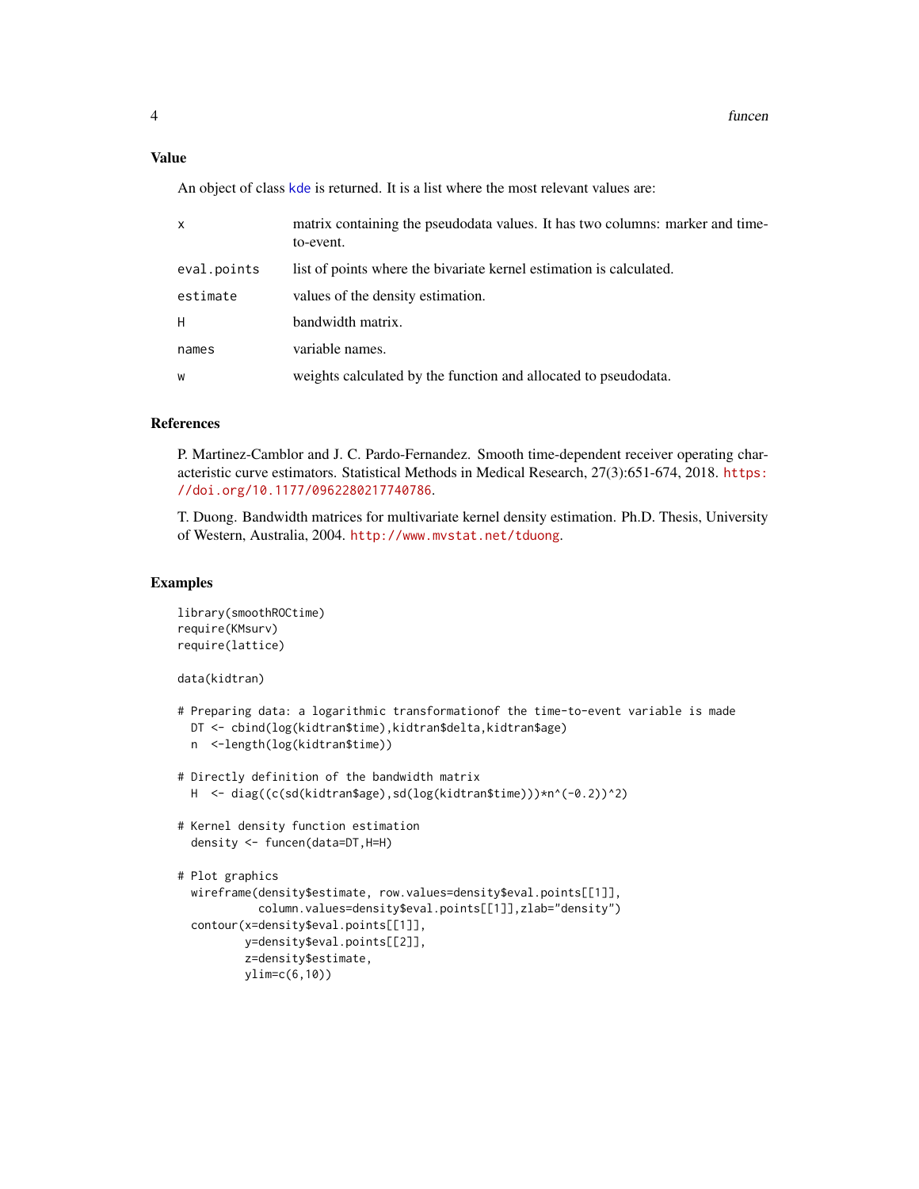## Value

An object of class kde is returned. It is a list where the most relevant values are:

| | |
|---|---|
| x | matrix containing the pseudodata values. It has two columns: marker and time-to-event. |
| eval.points | list of points where the bivariate kernel estimation is calculated. |
| estimate | values of the density estimation. |
| H | bandwidth matrix. |
| names | variable names. |
| w | weights calculated by the function and allocated to pseudodata. |

## References

P. Martinez-Camblor and J. C. Pardo-Fernandez. Smooth time-dependent receiver operating characteristic curve estimators. Statistical Methods in Medical Research, 27(3):651-674, 2018. https://doi.org/10.1177/0962280217740786.

T. Duong. Bandwidth matrices for multivariate kernel density estimation. Ph.D. Thesis, University of Western, Australia, 2004. http://www.mvstat.net/tduong.

## Examples

```
library(smoothROCtime)
require(KMsurv)
require(lattice)

data(kidtran)

# Preparing data: a logarithmic transformationof the time-to-event variable is made
  DT <- cbind(log(kidtran$time),kidtran$delta,kidtran$age)
  n  <-length(log(kidtran$time))

# Directly definition of the bandwidth matrix
  H  <- diag((c(sd(kidtran$age),sd(log(kidtran$time)))*n^(-0.2))^2)

# Kernel density function estimation
  density <- funcen(data=DT,H=H)

# Plot graphics
  wireframe(density$estimate, row.values=density$eval.points[[1]],
            column.values=density$eval.points[[1]],zlab="density")
  contour(x=density$eval.points[[1]],
          y=density$eval.points[[2]],
          z=density$estimate,
          ylim=c(6,10))
```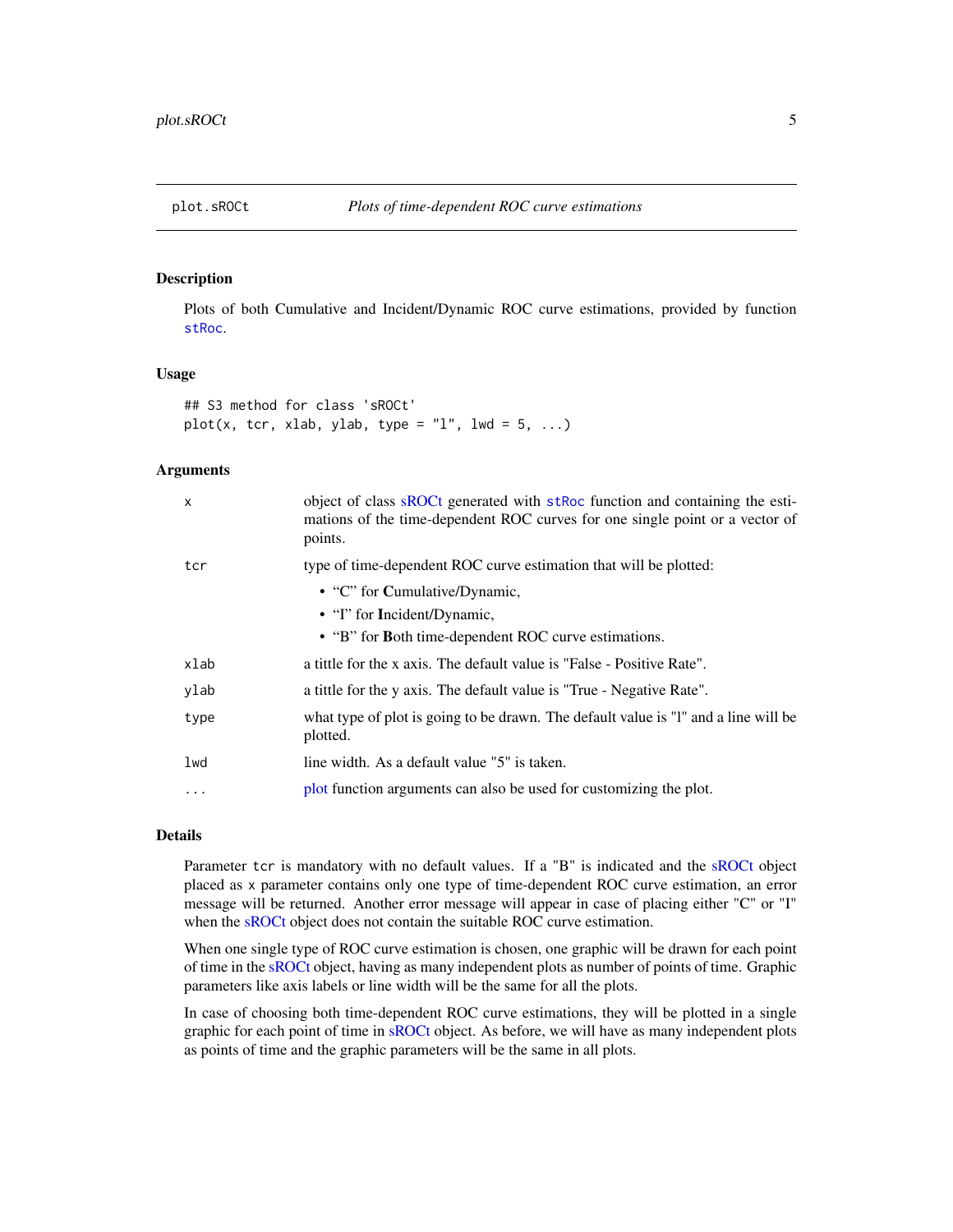# plot.sROCt — *Plots of time-dependent ROC curve estimations*

## Description

Plots of both Cumulative and Incident/Dynamic ROC curve estimations, provided by function stRoc.

## Usage

```
## S3 method for class 'sROCt'
plot(x, tcr, xlab, ylab, type = "l", lwd = 5, ...)
```

## Arguments

| | |
|---|---|
| x | object of class sROCt generated with stRoc function and containing the estimations of the time-dependent ROC curves for one single point or a vector of points. |
| tcr | type of time-dependent ROC curve estimation that will be plotted: <br>• "C" for **C**umulative/Dynamic, <br>• "I" for **I**ncident/Dynamic, <br>• "B" for **B**oth time-dependent ROC curve estimations. |
| xlab | a tittle for the x axis. The default value is "False - Positive Rate". |
| ylab | a tittle for the y axis. The default value is "True - Negative Rate". |
| type | what type of plot is going to be drawn. The default value is "l" and a line will be plotted. |
| lwd | line width. As a default value "5" is taken. |
| ... | plot function arguments can also be used for customizing the plot. |

## Details

Parameter `tcr` is mandatory with no default values. If a "B" is indicated and the sROCt object placed as `x` parameter contains only one type of time-dependent ROC curve estimation, an error message will be returned. Another error message will appear in case of placing either "C" or "I" when the sROCt object does not contain the suitable ROC curve estimation.

When one single type of ROC curve estimation is chosen, one graphic will be drawn for each point of time in the sROCt object, having as many independent plots as number of points of time. Graphic parameters like axis labels or line width will be the same for all the plots.

In case of choosing both time-dependent ROC curve estimations, they will be plotted in a single graphic for each point of time in sROCt object. As before, we will have as many independent plots as points of time and the graphic parameters will be the same in all plots.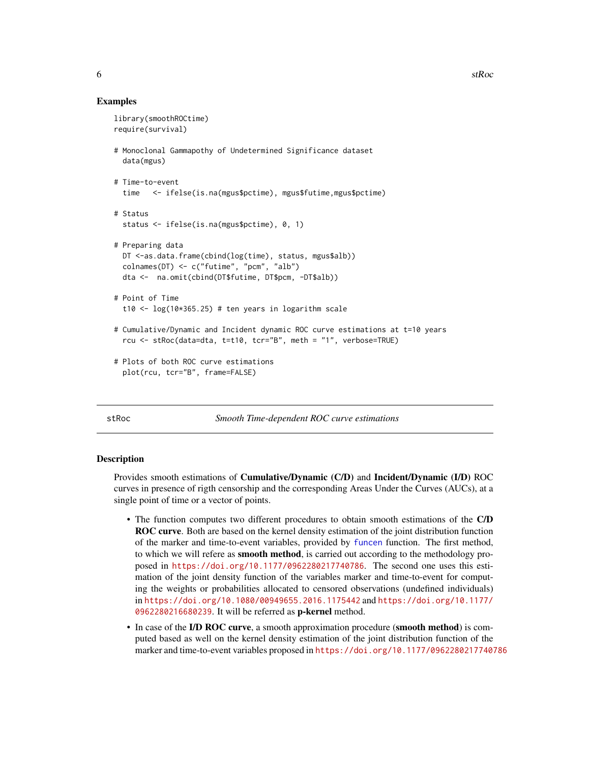### Examples

```
library(smoothROCtime)
require(survival)

# Monoclonal Gammapothy of Undetermined Significance dataset
  data(mgus)

# Time-to-event
  time   <- ifelse(is.na(mgus$pctime), mgus$futime,mgus$pctime)

# Status
  status <- ifelse(is.na(mgus$pctime), 0, 1)

# Preparing data
  DT <-as.data.frame(cbind(log(time), status, mgus$alb))
  colnames(DT) <- c("futime", "pcm", "alb")
  dta <-  na.omit(cbind(DT$futime, DT$pcm, -DT$alb))

# Point of Time
  t10 <- log(10*365.25) # ten years in logarithm scale

# Cumulative/Dynamic and Incident dynamic ROC curve estimations at t=10 years
  rcu <- stRoc(data=dta, t=t10, tcr="B", meth = "1", verbose=TRUE)

# Plots of both ROC curve estimations
  plot(rcu, tcr="B", frame=FALSE)
```

## stRoc — *Smooth Time-dependent ROC curve estimations*

### Description

Provides smooth estimations of **Cumulative/Dynamic (C/D)** and **Incident/Dynamic (I/D)** ROC curves in presence of rigth censorship and the corresponding Areas Under the Curves (AUCs), at a single point of time or a vector of points.

- The function computes two different procedures to obtain smooth estimations of the **C/D ROC curve**. Both are based on the kernel density estimation of the joint distribution function of the marker and time-to-event variables, provided by funcen function. The first method, to which we will refere as **smooth method**, is carried out according to the methodology proposed in https://doi.org/10.1177/0962280217740786. The second one uses this estimation of the joint density function of the variables marker and time-to-event for computing the weights or probabilities allocated to censored observations (undefined individuals) in https://doi.org/10.1080/00949655.2016.1175442 and https://doi.org/10.1177/0962280216680239. It will be referred as **p-kernel** method.
- In case of the **I/D ROC curve**, a smooth approximation procedure (**smooth method**) is computed based as well on the kernel density estimation of the joint distribution function of the marker and time-to-event variables proposed in https://doi.org/10.1177/0962280217740786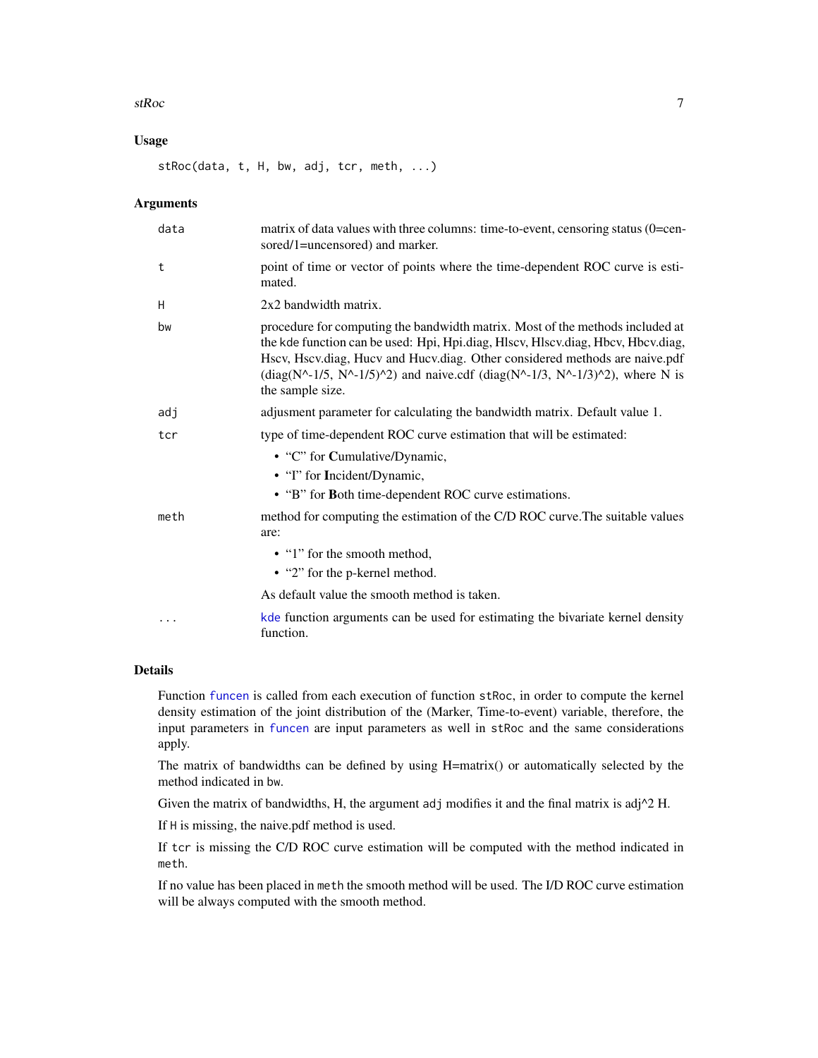## Usage

```
stRoc(data, t, H, bw, adj, tcr, meth, ...)
```

## Arguments

| | |
|---|---|
| `data` | matrix of data values with three columns: time-to-event, censoring status (0=censored/1=uncensored) and marker. |
| `t` | point of time or vector of points where the time-dependent ROC curve is estimated. |
| `H` | 2x2 bandwidth matrix. |
| `bw` | procedure for computing the bandwidth matrix. Most of the methods included at the kde function can be used: Hpi, Hpi.diag, Hlscv, Hlscv.diag, Hbcv, Hbcv.diag, Hscv, Hscv.diag, Hucv and Hucv.diag. Other considered methods are naive.pdf (diag(N^-1/5, N^-1/5)^2) and naive.cdf (diag(N^-1/3, N^-1/3)^2), where N is the sample size. |
| `adj` | adjusment parameter for calculating the bandwidth matrix. Default value 1. |
| `tcr` | type of time-dependent ROC curve estimation that will be estimated: <br>• "C" for **C**umulative/Dynamic, <br>• "I" for **I**ncident/Dynamic, <br>• "B" for **B**oth time-dependent ROC curve estimations. |
| `meth` | method for computing the estimation of the C/D ROC curve.The suitable values are: <br>• "1" for the smooth method, <br>• "2" for the p-kernel method. <br>As default value the smooth method is taken. |
| `...` | kde function arguments can be used for estimating the bivariate kernel density function. |

## Details

Function `funcen` is called from each execution of function `stRoc`, in order to compute the kernel density estimation of the joint distribution of the (Marker, Time-to-event) variable, therefore, the input parameters in `funcen` are input parameters as well in `stRoc` and the same considerations apply.

The matrix of bandwidths can be defined by using H=matrix() or automatically selected by the method indicated in `bw`.

Given the matrix of bandwidths, H, the argument `adj` modifies it and the final matrix is adj^2 H.

If `H` is missing, the naive.pdf method is used.

If `tcr` is missing the C/D ROC curve estimation will be computed with the method indicated in `meth`.

If no value has been placed in `meth` the smooth method will be used. The I/D ROC curve estimation will be always computed with the smooth method.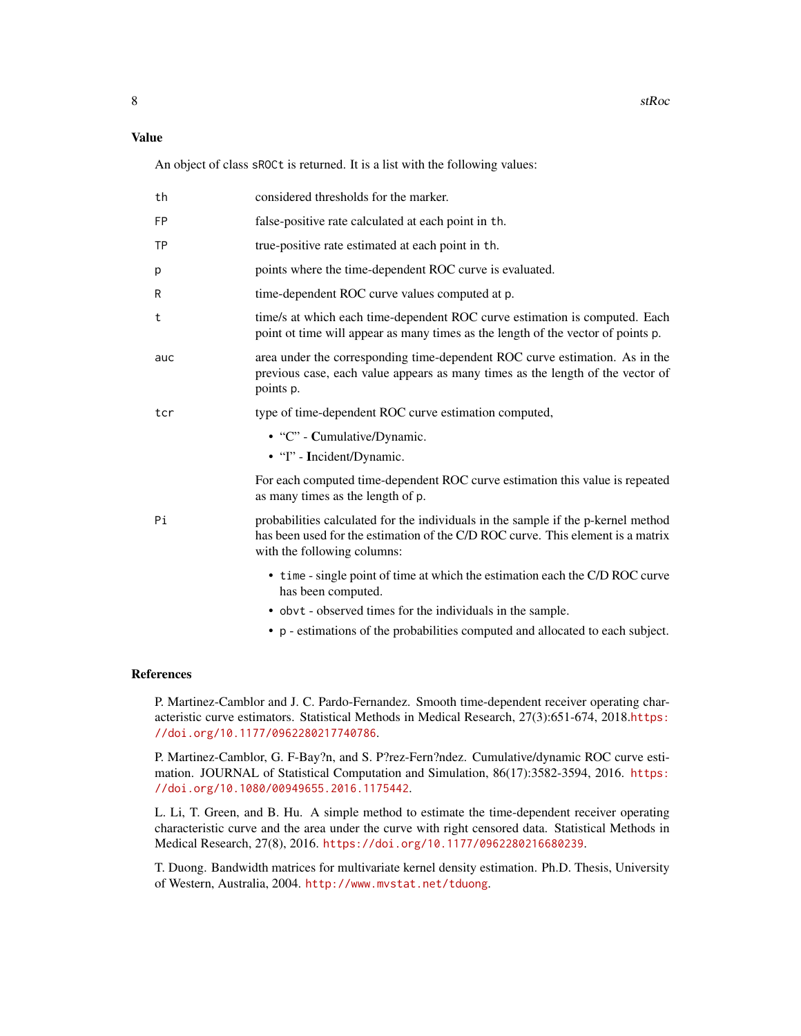## Value

An object of class `sROCt` is returned. It is a list with the following values:

- `th` — considered thresholds for the marker.
- `FP` — false-positive rate calculated at each point in `th`.
- `TP` — true-positive rate estimated at each point in `th`.
- `p` — points where the time-dependent ROC curve is evaluated.
- `R` — time-dependent ROC curve values computed at `p`.
- `t` — time/s at which each time-dependent ROC curve estimation is computed. Each point ot time will appear as many times as the length of the vector of points `p`.
- `auc` — area under the corresponding time-dependent ROC curve estimation. As in the previous case, each value appears as many times as the length of the vector of points `p`.
- `tcr` — type of time-dependent ROC curve estimation computed,
  - "C" - **C**umulative/Dynamic.
  - "I" - **I**ncident/Dynamic.

  For each computed time-dependent ROC curve estimation this value is repeated as many times as the length of `p`.
- `Pi` — probabilities calculated for the individuals in the sample if the p-kernel method has been used for the estimation of the C/D ROC curve. This element is a matrix with the following columns:
  - `time` - single point of time at which the estimation each the C/D ROC curve has been computed.
  - `obvt` - observed times for the individuals in the sample.
  - `p` - estimations of the probabilities computed and allocated to each subject.

## References

P. Martinez-Camblor and J. C. Pardo-Fernandez. Smooth time-dependent receiver operating characteristic curve estimators. Statistical Methods in Medical Research, 27(3):651-674, 2018.https://doi.org/10.1177/0962280217740786.

P. Martinez-Camblor, G. F-Bay?n, and S. P?rez-Fern?ndez. Cumulative/dynamic ROC curve estimation. JOURNAL of Statistical Computation and Simulation, 86(17):3582-3594, 2016. https://doi.org/10.1080/00949655.2016.1175442.

L. Li, T. Green, and B. Hu. A simple method to estimate the time-dependent receiver operating characteristic curve and the area under the curve with right censored data. Statistical Methods in Medical Research, 27(8), 2016. https://doi.org/10.1177/0962280216680239.

T. Duong. Bandwidth matrices for multivariate kernel density estimation. Ph.D. Thesis, University of Western, Australia, 2004. http://www.mvstat.net/tduong.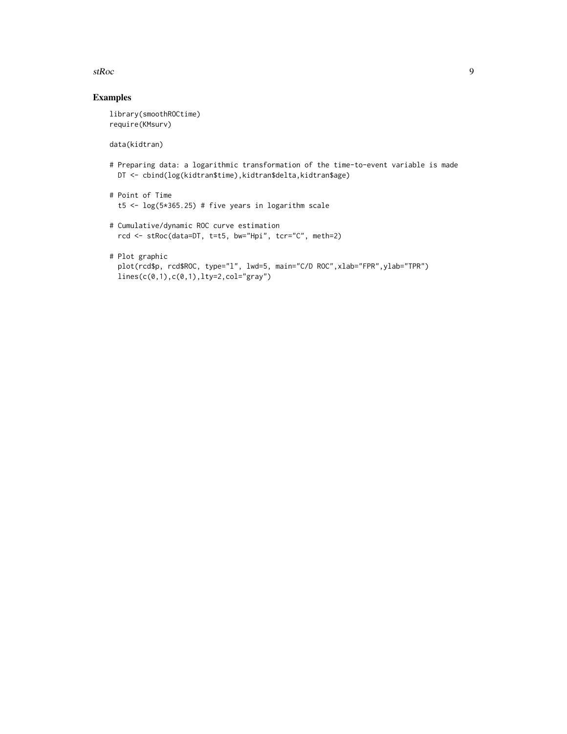## Examples

```
library(smoothROCtime)
require(KMsurv)

data(kidtran)

# Preparing data: a logarithmic transformation of the time-to-event variable is made
  DT <- cbind(log(kidtran$time),kidtran$delta,kidtran$age)

# Point of Time
  t5 <- log(5*365.25) # five years in logarithm scale

# Cumulative/dynamic ROC curve estimation
  rcd <- stRoc(data=DT, t=t5, bw="Hpi", tcr="C", meth=2)

# Plot graphic
  plot(rcd$p, rcd$ROC, type="l", lwd=5, main="C/D ROC",xlab="FPR",ylab="TPR")
  lines(c(0,1),c(0,1),lty=2,col="gray")
```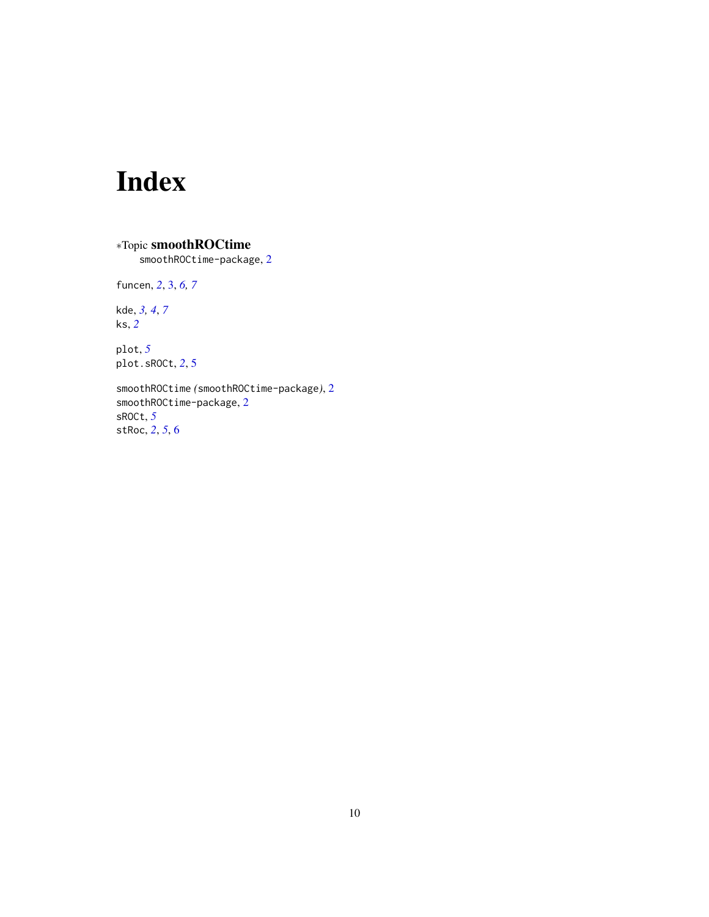# Index

*Topic **smoothROCtime**
    smoothROCtime-package, 2

funcen, *2*, 3, *6, 7*

kde, *3, 4*, *7*
ks, *2*

plot, *5*
plot.sROCt, *2*, 5

smoothROCtime *(*smoothROCtime-package*)*, 2
smoothROCtime-package, 2
sROCt, *5*
stRoc, *2*, *5*, 6